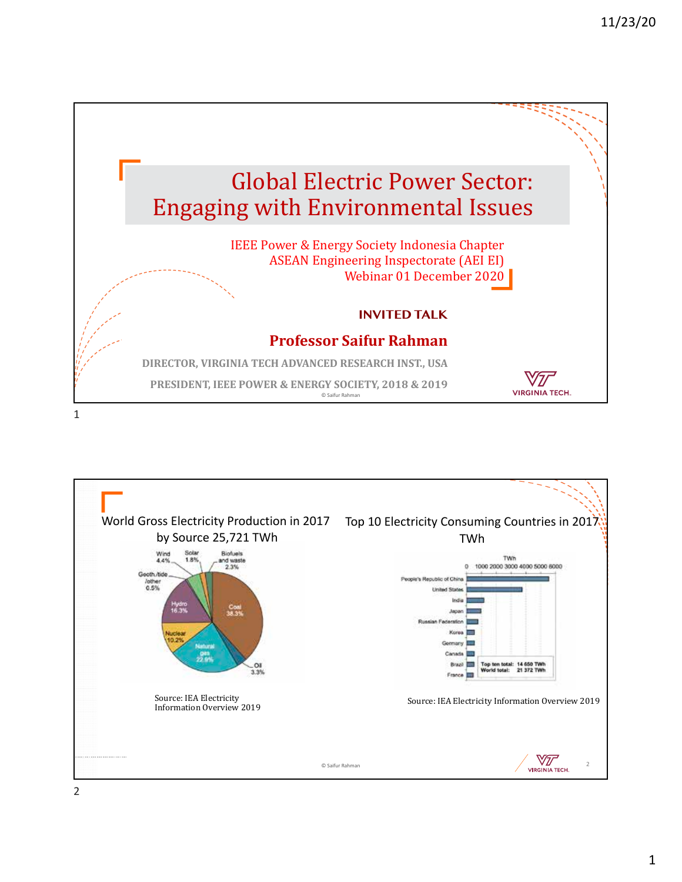# Global Electric Power Sector: Engaging with Environmental Issues

IEEE Power & Energy Society Indonesia Chapter
ASEAN Engineering Inspectorate (AEI EI)
Webinar 01 December 2020

**INVITED TALK**

**Professor Saifur Rahman**

DIRECTOR, VIRGINIA TECH ADVANCED RESEARCH INST., USA

PRESIDENT, IEEE POWER & ENERGY SOCIETY, 2018 & 2019

© Saifur Rahman

VIRGINIA TECH.

---

## World Gross Electricity Production in 2017 by Source 25,721 TWh

| Source | Share |
|---|---|
| Coal | 38.3% |
| Natural gas | 22.9% |
| Hydro | 16.3% |
| Nuclear | 10.2% |
| Wind | 4.4% |
| Oil | 3.3% |
| Biofuels and waste | 2.3% |
| Solar | 1.8% |
| Geoth./tide/other | 0.5% |

Source: IEA Electricity Information Overview 2019

## Top 10 Electricity Consuming Countries in 2017 TWh

People's Republic of China, United States, India, Japan, Russian Federation, Korea, Germany, Canada, Brazil, France

Top ten total: 14 650 TWh
World total: 21 372 TWh

Source: IEA Electricity Information Overview 2019

© Saifur Rahman

VIRGINIA TECH.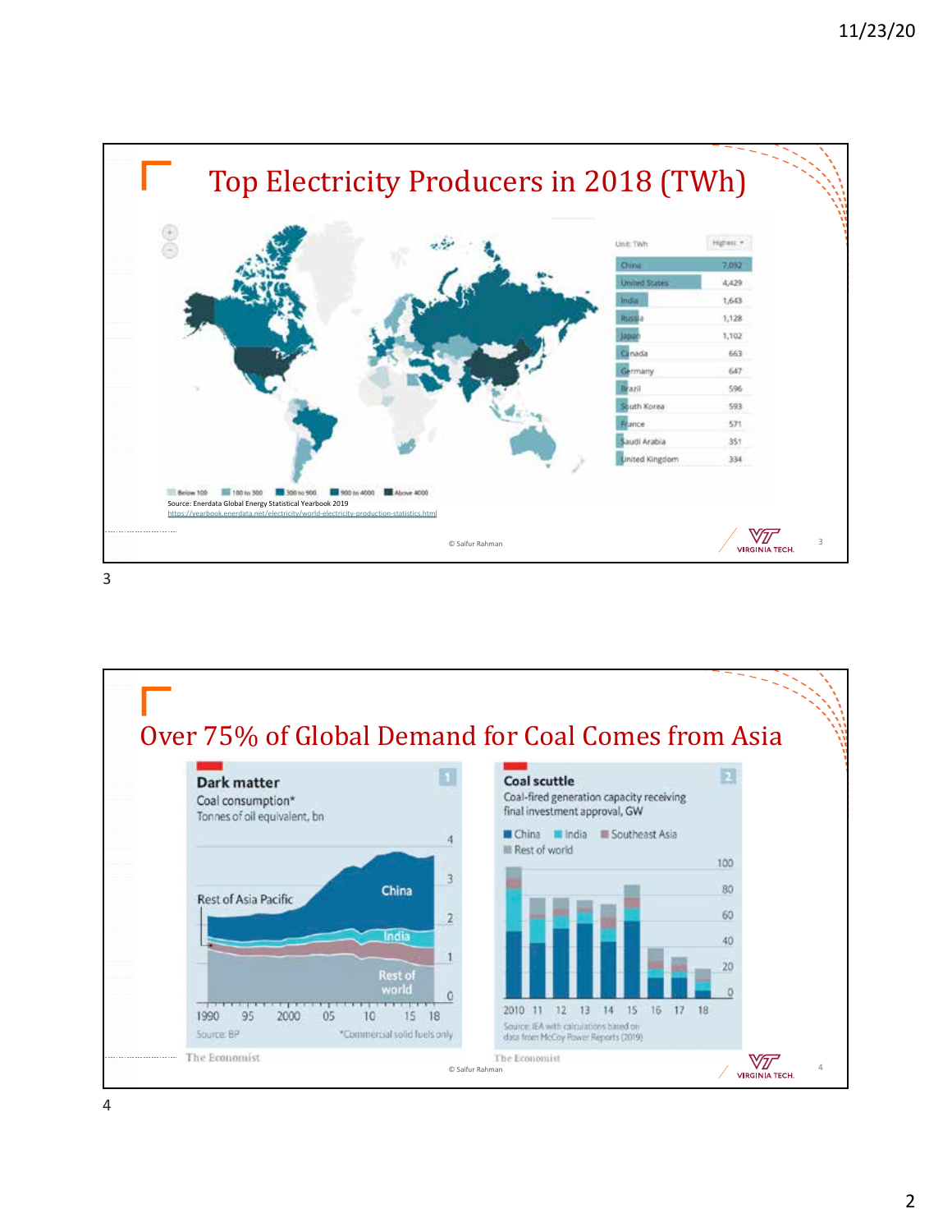## Top Electricity Producers in 2018 (TWh)

| Country | TWh |
|---|---|
| China | 7,092 |
| United States | 4,429 |
| India | 1,643 |
| Russia | 1,128 |
| Japan | 1,102 |
| Canada | 663 |
| Germany | 647 |
| Brazil | 596 |
| South Korea | 593 |
| France | 571 |
| Saudi Arabia | 351 |
| United Kingdom | 334 |

Below 100 | 100 to 300 | 300 to 900 | 900 to 4000 | Above 4000

Source: Enerdata Global Energy Statistical Yearbook 2019
https://yearbook.enerdata.net/electricity/world-electricity-production-statistics.html

© Saifur Rahman

## Over 75% of Global Demand for Coal Comes from Asia

**Dark matter**
Coal consumption*
Tonnes of oil equivalent, bn

Source: BP
*Commercial solid fuels only

**Coal scuttle**
Coal-fired generation capacity receiving final investment approval, GW

China | India | Southeast Asia | Rest of world

Source: IEA with calculations based on data from McCoy Power Reports (2019)

The Economist

© Saifur Rahman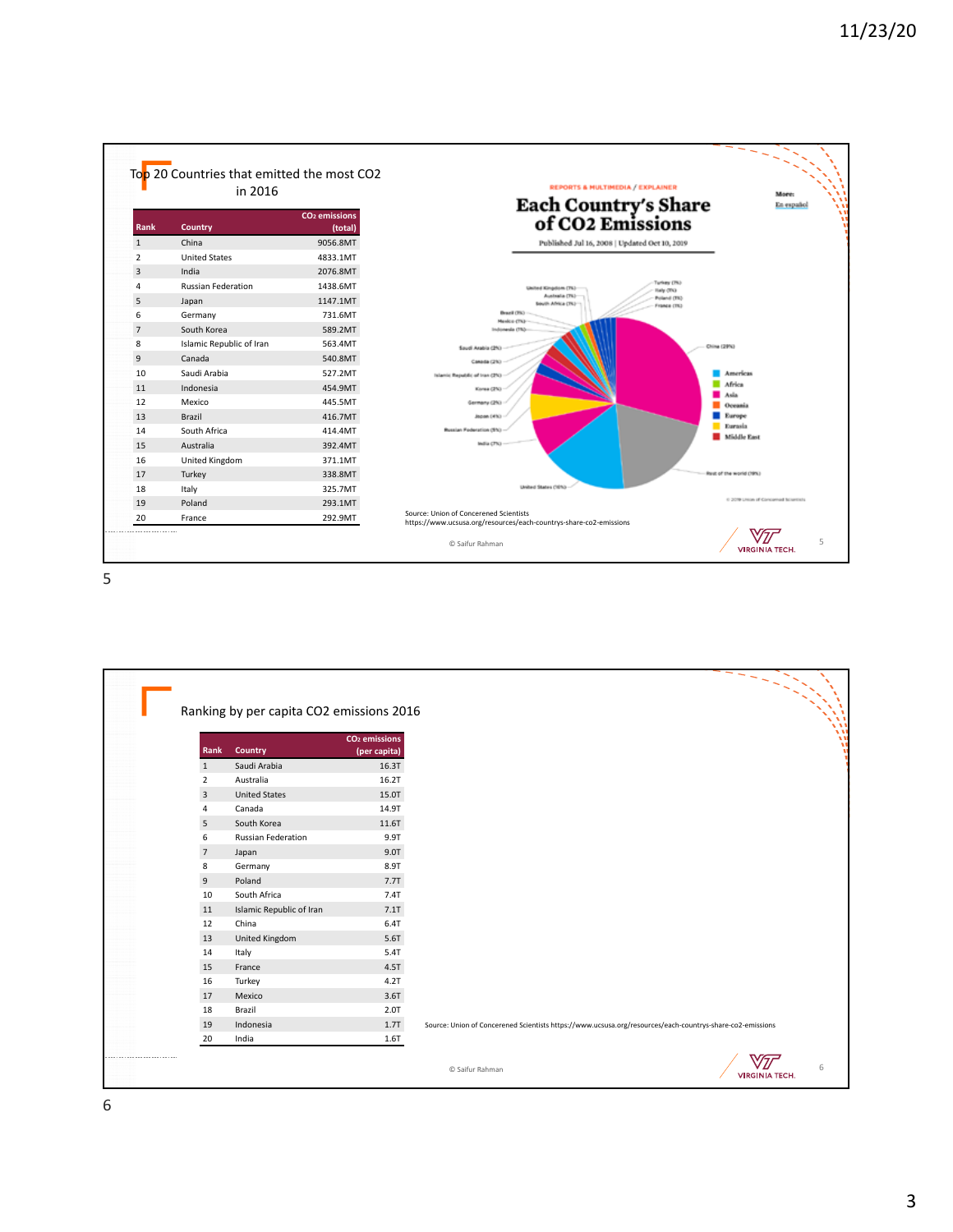## Top 20 Countries that emitted the most CO2 in 2016

| Rank | Country | $CO_2$ emissions (total) |
|---|---|---|
| 1 | China | 9056.8MT |
| 2 | United States | 4833.1MT |
| 3 | India | 2076.8MT |
| 4 | Russian Federation | 1438.6MT |
| 5 | Japan | 1147.1MT |
| 6 | Germany | 731.6MT |
| 7 | South Korea | 589.2MT |
| 8 | Islamic Republic of Iran | 563.4MT |
| 9 | Canada | 540.8MT |
| 10 | Saudi Arabia | 527.2MT |
| 11 | Indonesia | 454.9MT |
| 12 | Mexico | 445.5MT |
| 13 | Brazil | 416.7MT |
| 14 | South Africa | 414.4MT |
| 15 | Australia | 392.4MT |
| 16 | United Kingdom | 371.1MT |
| 17 | Turkey | 338.8MT |
| 18 | Italy | 325.7MT |
| 19 | Poland | 293.1MT |
| 20 | France | 292.9MT |

Each Country's Share of CO2 Emissions

Source: Union of Concerened Scientists
https://www.ucsusa.org/resources/each-countrys-share-co2-emissions

© Saifur Rahman

## Ranking by per capita CO2 emissions 2016

| Rank | Country | $CO_2$ emissions (per capita) |
|---|---|---|
| 1 | Saudi Arabia | 16.3T |
| 2 | Australia | 16.2T |
| 3 | United States | 15.0T |
| 4 | Canada | 14.9T |
| 5 | South Korea | 11.6T |
| 6 | Russian Federation | 9.9T |
| 7 | Japan | 9.0T |
| 8 | Germany | 8.9T |
| 9 | Poland | 7.7T |
| 10 | South Africa | 7.4T |
| 11 | Islamic Republic of Iran | 7.1T |
| 12 | China | 6.4T |
| 13 | United Kingdom | 5.6T |
| 14 | Italy | 5.4T |
| 15 | France | 4.5T |
| 16 | Turkey | 4.2T |
| 17 | Mexico | 3.6T |
| 18 | Brazil | 2.0T |
| 19 | Indonesia | 1.7T |
| 20 | India | 1.6T |

Source: Union of Concerened Scientists https://www.ucsusa.org/resources/each-countrys-share-co2-emissions

© Saifur Rahman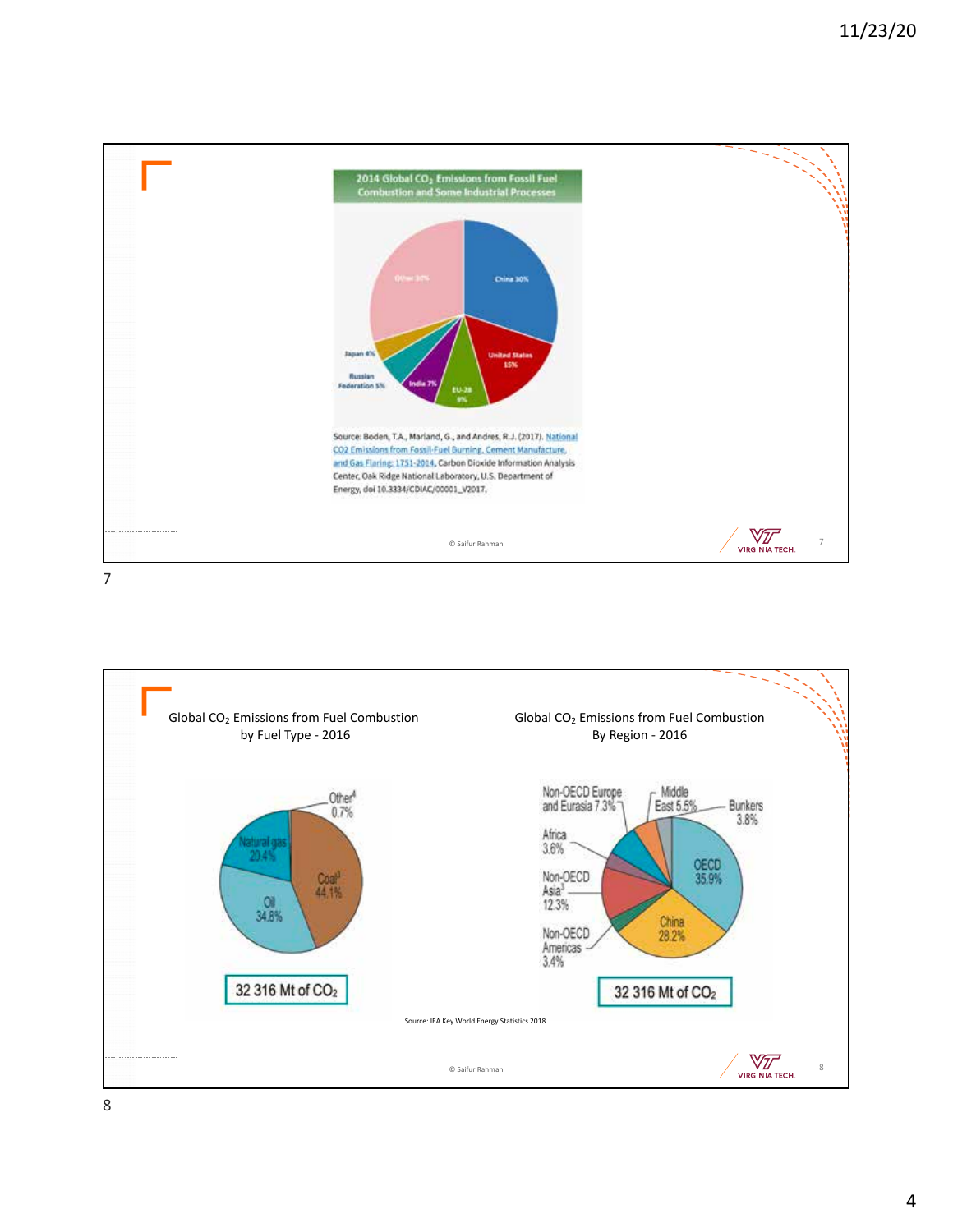## 2014 Global $CO_2$ Emissions from Fossil Fuel Combustion and Some Industrial Processes

China 30%

United States 15%

EU-28 9%

India 7%

Russian Federation 5%

Japan 4%

Other 30%

Source: Boden, T.A., Marland, G., and Andres, R.J. (2017). National CO2 Emissions from Fossil-Fuel Burning, Cement Manufacture, and Gas Flaring: 1751-2014, Carbon Dioxide Information Analysis Center, Oak Ridge National Laboratory, U.S. Department of Energy, doi 10.3334/CDIAC/00001_V2017.

© Saifur Rahman

---

## Global $CO_2$ Emissions from Fuel Combustion by Fuel Type - 2016

Coal[1] 44.1%

Oil 34.8%

Natural gas 20.4%

Other[4] 0.7%

32 316 Mt of $CO_2$

## Global $CO_2$ Emissions from Fuel Combustion By Region - 2016

OECD 35.9%

China 28.2%

Non-OECD Americas 3.4%

Non-OECD Asia[3] 12.3%

Africa 3.6%

Non-OECD Europe and Eurasia 7.3%

Middle East 5.5%

Bunkers 3.8%

32 316 Mt of $CO_2$

Source: IEA Key World Energy Statistics 2018

© Saifur Rahman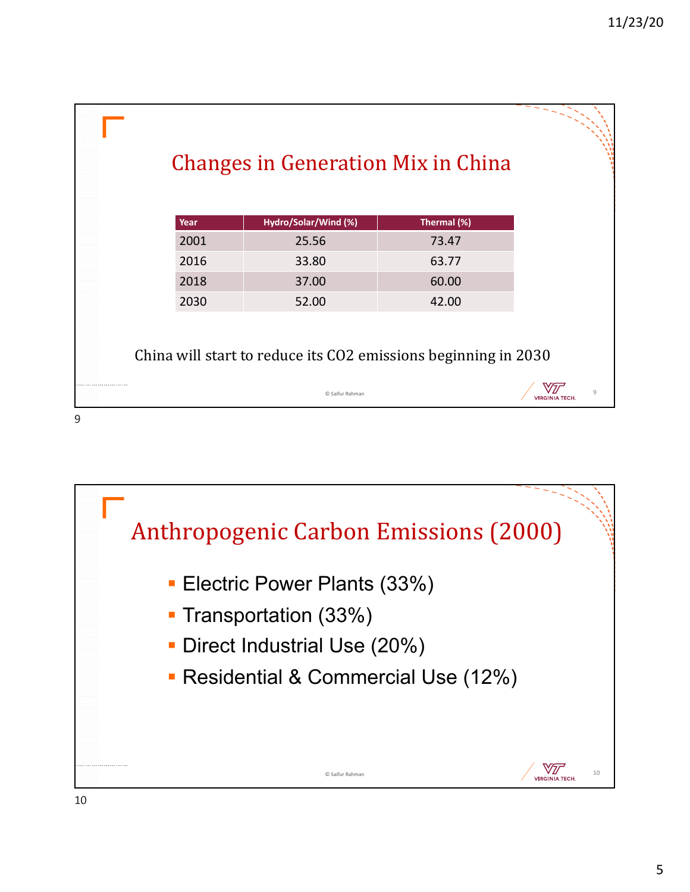## Changes in Generation Mix in China

| Year | Hydro/Solar/Wind (%) | Thermal (%) |
|---|---|---|
| 2001 | 25.56 | 73.47 |
| 2016 | 33.80 | 63.77 |
| 2018 | 37.00 | 60.00 |
| 2030 | 52.00 | 42.00 |

China will start to reduce its CO2 emissions beginning in 2030

© Saifur Rahman

## Anthropogenic Carbon Emissions (2000)

- Electric Power Plants (33%)
- Transportation (33%)
- Direct Industrial Use (20%)
- Residential & Commercial Use (12%)

© Saifur Rahman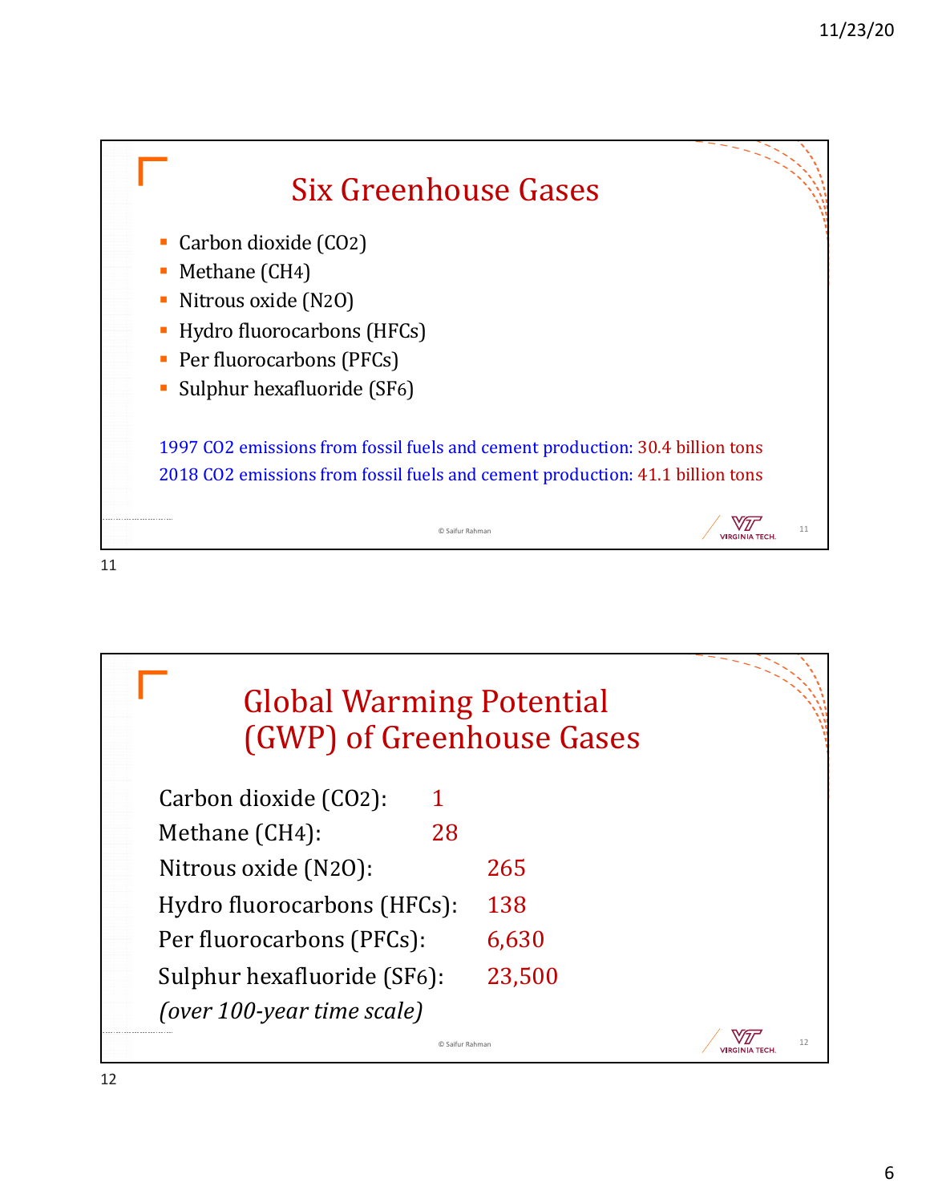## Six Greenhouse Gases

- Carbon dioxide ($CO_2$)
- Methane ($CH_4$)
- Nitrous oxide ($N_2O$)
- Hydro fluorocarbons (HFCs)
- Per fluorocarbons (PFCs)
- Sulphur hexafluoride ($SF_6$)

1997 $CO_2$ emissions from fossil fuels and cement production: 30.4 billion tons

2018 $CO_2$ emissions from fossil fuels and cement production: 41.1 billion tons

© Saifur Rahman

## Global Warming Potential (GWP) of Greenhouse Gases

| Gas | GWP |
|---|---|
| Carbon dioxide ($CO_2$): | 1 |
| Methane ($CH_4$): | 28 |
| Nitrous oxide ($N_2O$): | 265 |
| Hydro fluorocarbons (HFCs): | 138 |
| Per fluorocarbons (PFCs): | 6,630 |
| Sulphur hexafluoride ($SF_6$): | 23,500 |

*(over 100-year time scale)*

© Saifur Rahman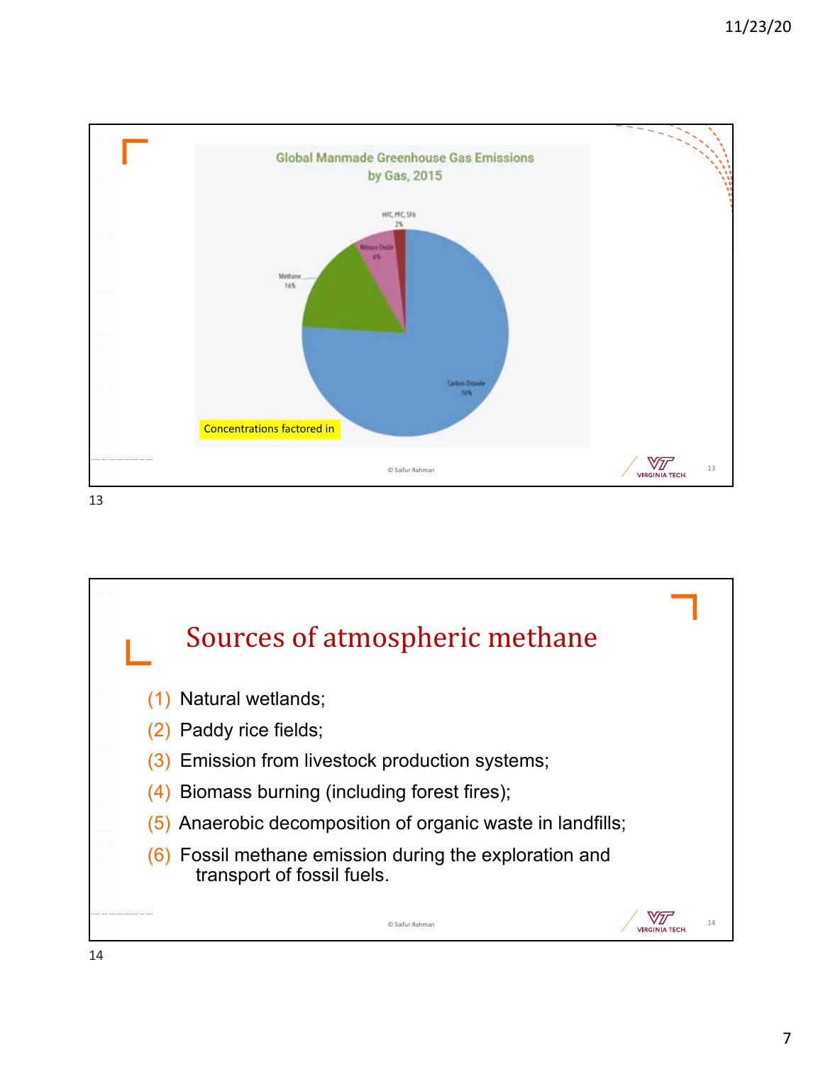## Global Manmade Greenhouse Gas Emissions by Gas, 2015

- HFC, PFC, SF6: 2%
- Nitrous Oxide: 6%
- Methane: 16%
- Carbon Dioxide: 76%

Concentrations factored in

© Saifur Rahman

# Sources of atmospheric methane

(1) Natural wetlands;

(2) Paddy rice fields;

(3) Emission from livestock production systems;

(4) Biomass burning (including forest fires);

(5) Anaerobic decomposition of organic waste in landfills;

(6) Fossil methane emission during the exploration and transport of fossil fuels.

© Saifur Rahman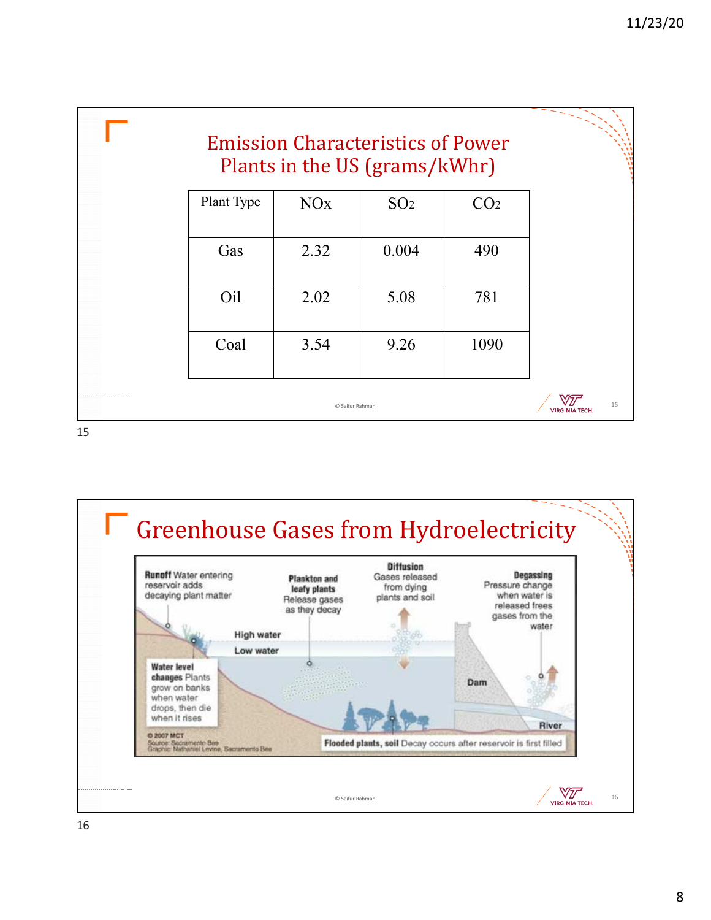## Emission Characteristics of Power Plants in the US (grams/kWhr)

| Plant Type | NOx | $SO_2$ | $CO_2$ |
|---|---|---|---|
| Gas | 2.32 | 0.004 | 490 |
| Oil | 2.02 | 5.08 | 781 |
| Coal | 3.54 | 9.26 | 1090 |

© Saifur Rahman

## Greenhouse Gases from Hydroelectricity

**Runoff** Water entering reservoir adds decaying plant matter

**Plankton and leafy plants** Release gases as they decay

**Diffusion** Gases released from dying plants and soil

**Degassing** Pressure change when water is released frees gases from the water

High water

Low water

**Water level changes** Plants grow on banks when water drops, then die when it rises

Dam

River

**Flooded plants, soil** Decay occurs after reservoir is first filled

© 2007 MCT
Source: Sacramento Bee
Graphic: Nathaniel Levine, Sacramento Bee

© Saifur Rahman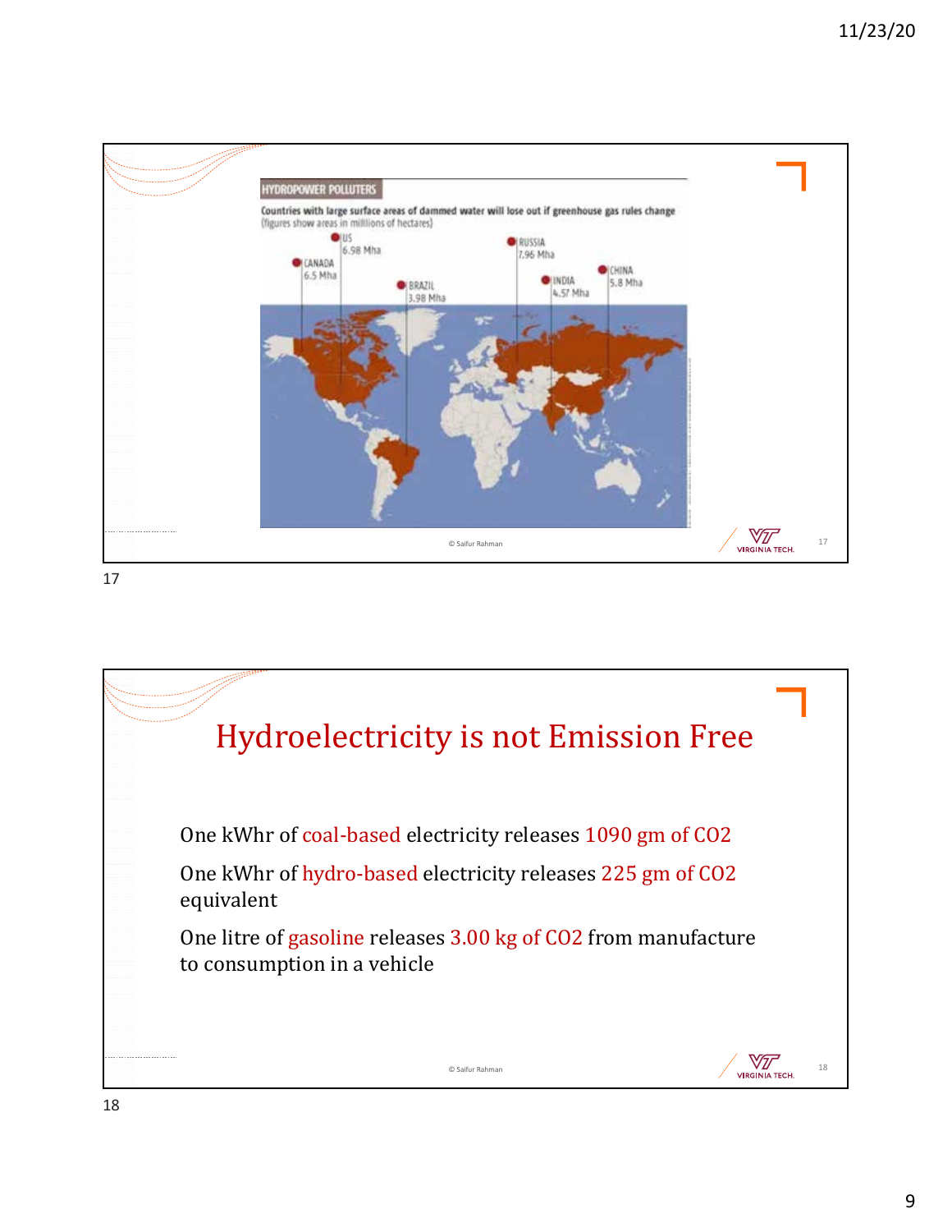## HYDROPOWER POLLUTERS

Countries with large surface areas of dammed water will lose out if greenhouse gas rules change
(figures show areas in millions of hectares)

- US 6.98 Mha
- CANADA 6.5 Mha
- BRAZIL 3.98 Mha
- RUSSIA 7.96 Mha
- INDIA 4.57 Mha
- CHINA 5.8 Mha

© Saifur Rahman

# Hydroelectricity is not Emission Free

One kWhr of coal-based electricity releases 1090 gm of $CO_2$

One kWhr of hydro-based electricity releases 225 gm of $CO_2$ equivalent

One litre of gasoline releases 3.00 kg of $CO_2$ from manufacture to consumption in a vehicle

© Saifur Rahman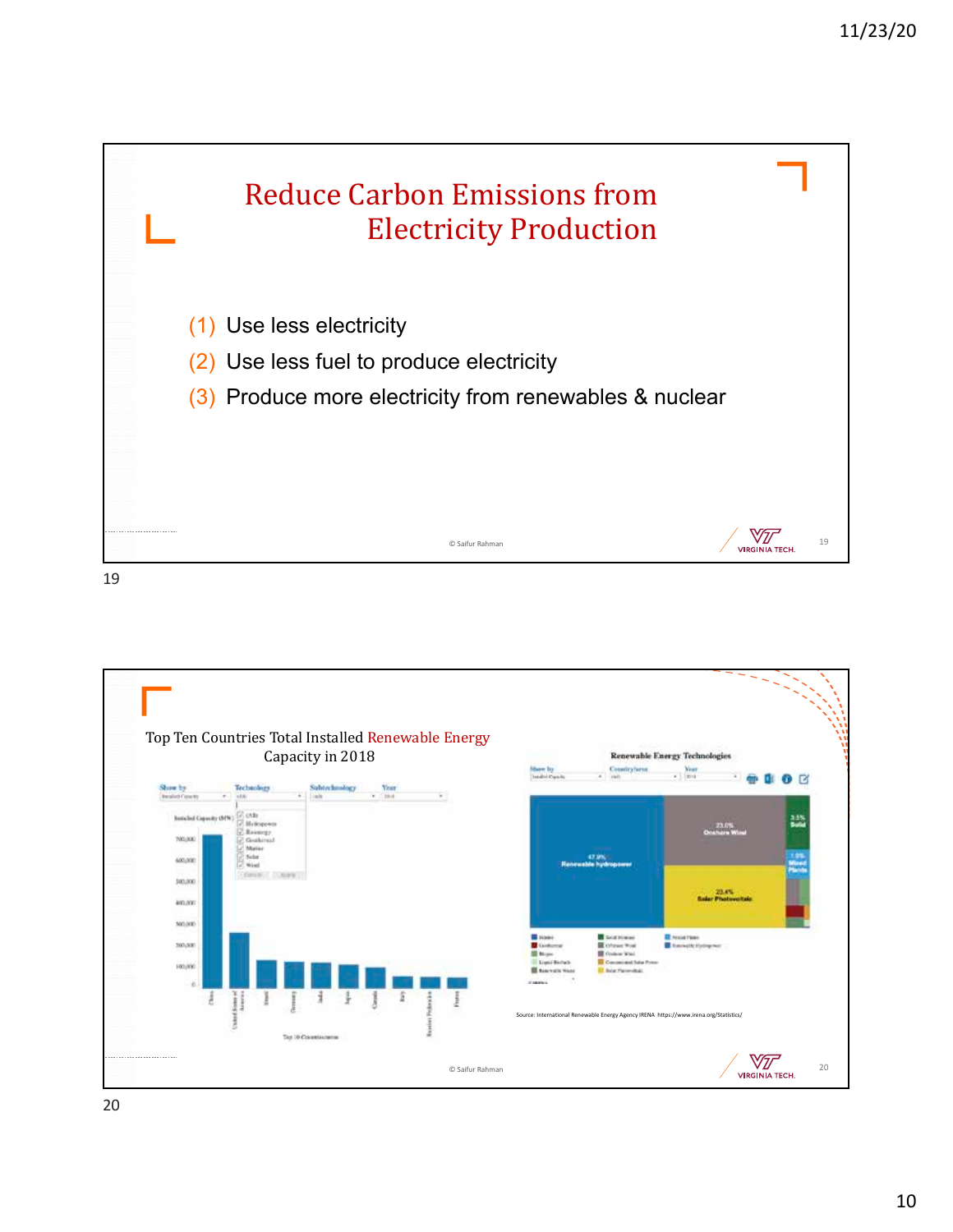# Reduce Carbon Emissions from Electricity Production

(1) Use less electricity

(2) Use less fuel to produce electricity

(3) Produce more electricity from renewables & nuclear

© Saifur Rahman

---

## Top Ten Countries Total Installed Renewable Energy Capacity in 2018

Renewable Energy Technologies

Source: International Renewable Energy Agency IRENA https://www.irena.org/Statistics/

© Saifur Rahman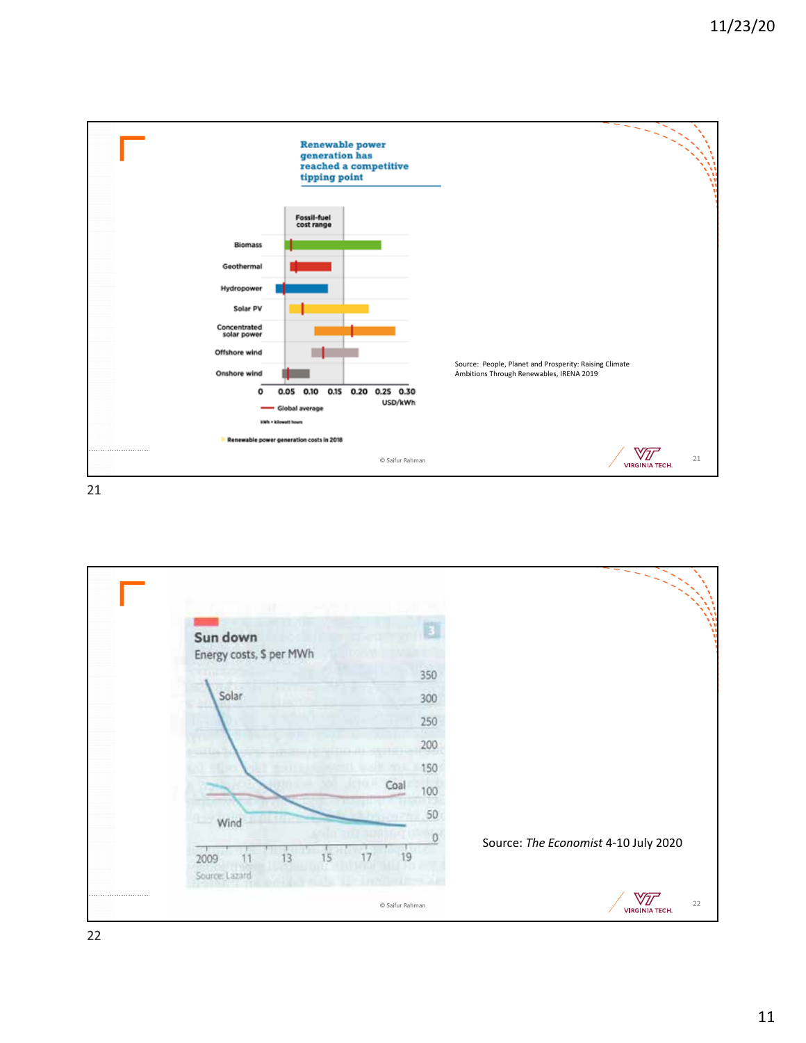## Renewable power generation has reached a competitive tipping point

Fossil-fuel cost range

Biomass

Geothermal

Hydropower

Solar PV

Concentrated solar power

Offshore wind

Onshore wind

0 0.05 0.10 0.15 0.20 0.25 0.30 USD/kWh

Global average

kWh = kilowatt hours

Renewable power generation costs in 2018

Source: People, Planet and Prosperity: Raising Climate Ambitions Through Renewables, IRENA 2019

© Saifur Rahman

---

## Sun down

Energy costs, $ per MWh

Solar

Coal

Wind

350 300 250 200 150 100 50 0

2009 11 13 15 17 19

Source: Lazard

Source: *The Economist* 4-10 July 2020

© Saifur Rahman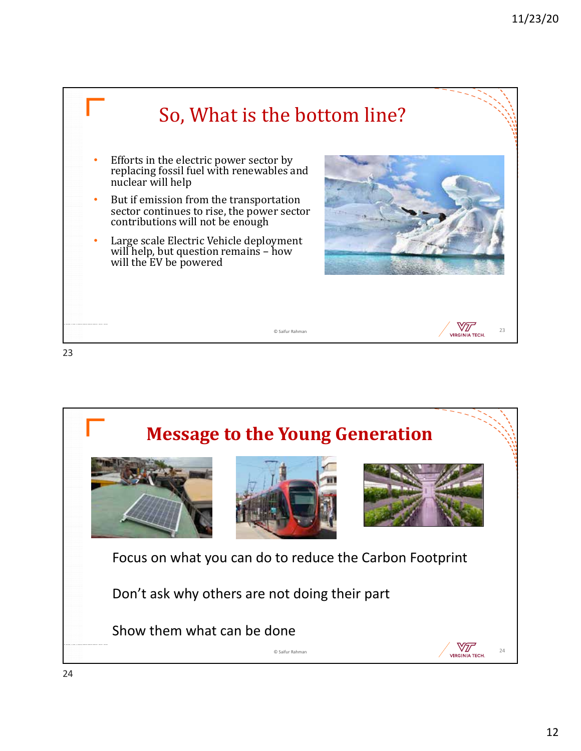# So, What is the bottom line?

- Efforts in the electric power sector by replacing fossil fuel with renewables and nuclear will help
- But if emission from the transportation sector continues to rise, the power sector contributions will not be enough
- Large scale Electric Vehicle deployment will help, but question remains – how will the EV be powered

© Saifur Rahman

# Message to the Young Generation

Focus on what you can do to reduce the Carbon Footprint

Don't ask why others are not doing their part

Show them what can be done

© Saifur Rahman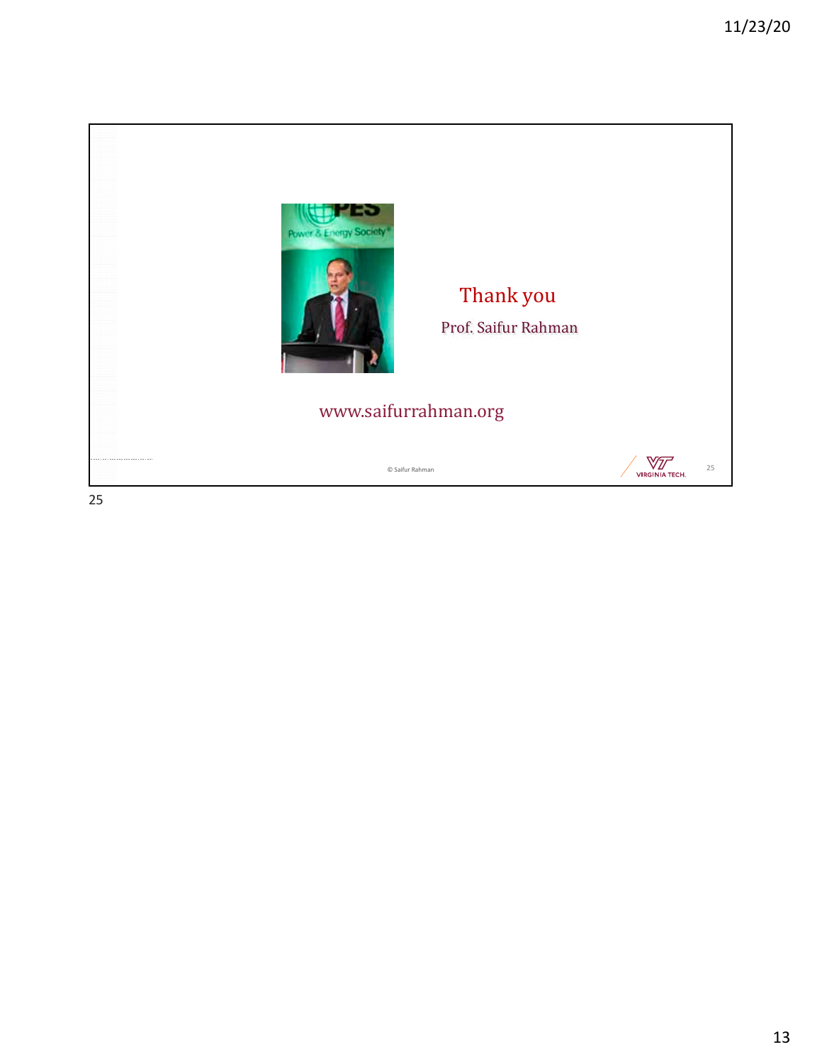Thank you

Prof. Saifur Rahman

www.saifurrahman.org

© Saifur Rahman